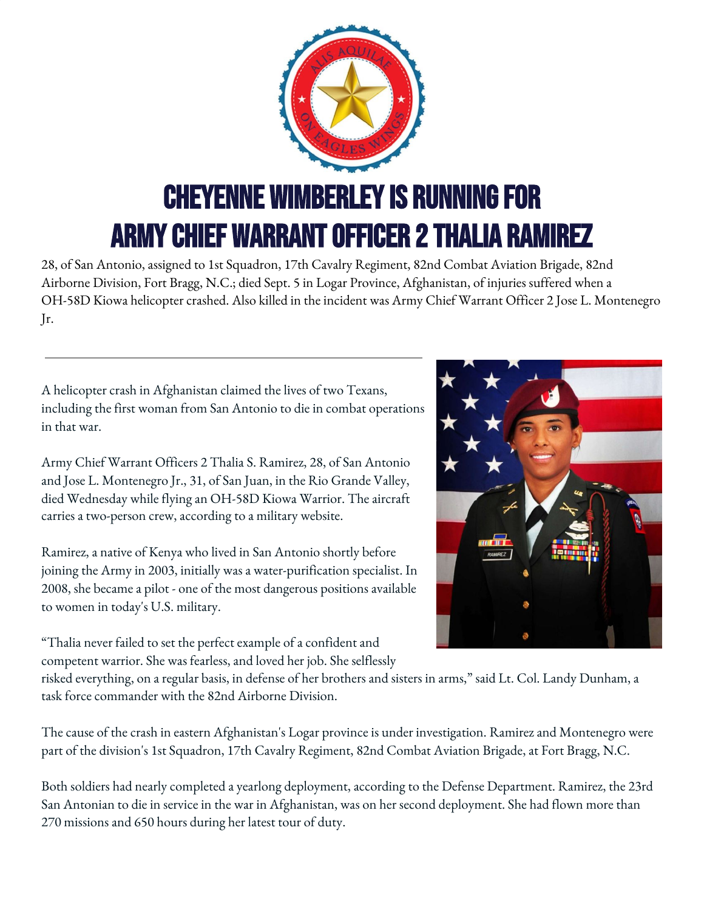# CHEYENNE WIMBERLEY IS RUNNING FOR ARMY CHIEF WARRANT OFFICER 2 THALIA RAMIREZ

28, of San Antonio, assigned to 1st Squadron, 17th Cavalry Regiment, 82nd Combat Aviation Brigade, 82nd Airborne Division, Fort Bragg, N.C.; died Sept. 5 in Logar Province, Afghanistan, of injuries suffered when a OH-58D Kiowa helicopter crashed. Also killed in the incident was Army Chief Warrant Officer 2 Jose L. Montenegro Jr.

---

A helicopter crash in Afghanistan claimed the lives of two Texans, including the first woman from San Antonio to die in combat operations in that war.

Army Chief Warrant Officers 2 Thalia S. Ramirez, 28, of San Antonio and Jose L. Montenegro Jr., 31, of San Juan, in the Rio Grande Valley, died Wednesday while flying an OH-58D Kiowa Warrior. The aircraft carries a two-person crew, according to a military website.

Ramirez, a native of Kenya who lived in San Antonio shortly before joining the Army in 2003, initially was a water-purification specialist. In 2008, she became a pilot - one of the most dangerous positions available to women in today's U.S. military.

“Thalia never failed to set the perfect example of a confident and competent warrior. She was fearless, and loved her job. She selflessly risked everything, on a regular basis, in defense of her brothers and sisters in arms,” said Lt. Col. Landy Dunham, a task force commander with the 82nd Airborne Division.

The cause of the crash in eastern Afghanistan's Logar province is under investigation. Ramirez and Montenegro were part of the division's 1st Squadron, 17th Cavalry Regiment, 82nd Combat Aviation Brigade, at Fort Bragg, N.C.

Both soldiers had nearly completed a yearlong deployment, according to the Defense Department. Ramirez, the 23rd San Antonian to die in service in the war in Afghanistan, was on her second deployment. She had flown more than 270 missions and 650 hours during her latest tour of duty.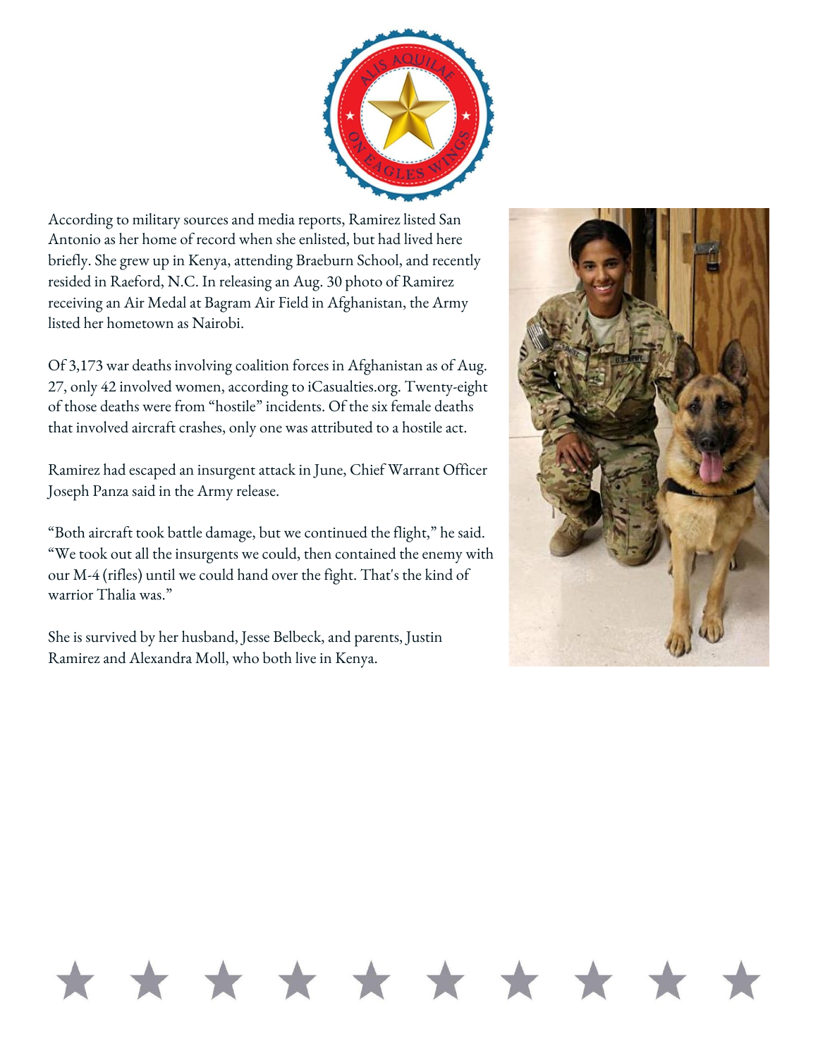According to military sources and media reports, Ramirez listed San Antonio as her home of record when she enlisted, but had lived here briefly. She grew up in Kenya, attending Braeburn School, and recently resided in Raeford, N.C. In releasing an Aug. 30 photo of Ramirez receiving an Air Medal at Bagram Air Field in Afghanistan, the Army listed her hometown as Nairobi.

Of 3,173 war deaths involving coalition forces in Afghanistan as of Aug. 27, only 42 involved women, according to iCasualties.org. Twenty-eight of those deaths were from "hostile" incidents. Of the six female deaths that involved aircraft crashes, only one was attributed to a hostile act.

Ramirez had escaped an insurgent attack in June, Chief Warrant Officer Joseph Panza said in the Army release.

"Both aircraft took battle damage, but we continued the flight," he said. "We took out all the insurgents we could, then contained the enemy with our M-4 (rifles) until we could hand over the fight. That's the kind of warrior Thalia was."

She is survived by her husband, Jesse Belbeck, and parents, Justin Ramirez and Alexandra Moll, who both live in Kenya.